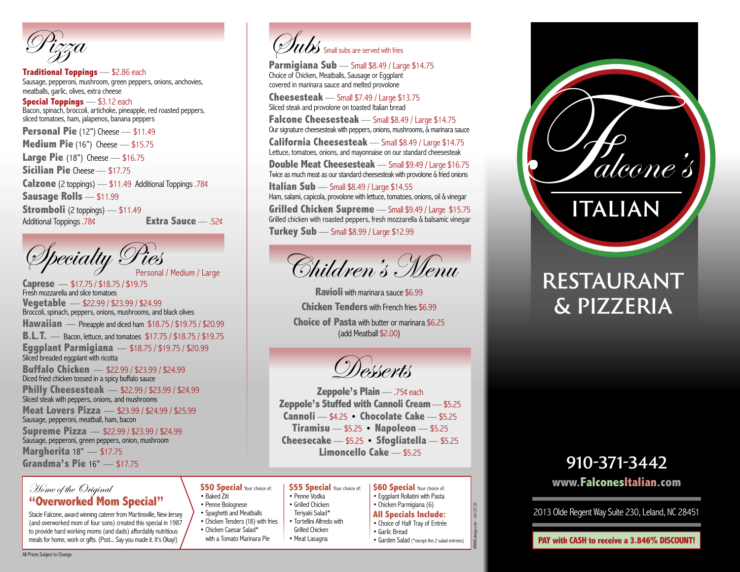# Pizza

**Traditional Toppings** — $2.86 each
Sausage, pepperoni, mushroom, green peppers, onions, anchovies, meatballs, garlic, olives, extra cheese

**Special Toppings** — $3.12 each
Bacon, spinach, broccoli, artichoke, pineapple, red roasted peppers, sliced tomatoes, ham, jalapenos, banana peppers

**Personal Pie** (12") Cheese — $11.49
**Medium Pie** (16") Cheese — $15.75
**Large Pie** (18") Cheese — $16.75
**Sicilian Pie** Cheese — $17.75
**Calzone** (2 toppings) — $11.49 Additional Toppings .78¢
**Sausage Rolls** — $11.99
**Stromboli** (2 toppings) — $11.49
Additional Toppings .78¢
**Extra Sauce** — .52¢

# Specialty Pies

Personal / Medium / Large

**Caprese** — $17.75 / $18.75 / $19.75
Fresh mozzarella and slice tomatoes

**Vegetable** — $22.99 / $23.99 / $24.99
Broccoli, spinach, peppers, onions, mushrooms, and black olives

**Hawaiian** — Pineapple and diced ham $18.75 / $19.75 / $20.99

**B.L.T.** — Bacon, lettuce, and tomatoes $17.75 / $18.75 / $19.75

**Eggplant Parmigiana** — $18.75 / $19.75 / $20.99
Sliced breaded eggplant with ricotta

**Buffalo Chicken** — $22.99 / $23.99 / $24.99
Diced fried chicken tossed in a spicy buffalo sauce

**Philly Cheesesteak** — $22.99 / $23.99 / $24.99
Sliced steak with peppers, onions, and mushrooms

**Meat Lovers Pizza** — $23.99 / $24.99 / $25.99
Sausage, pepperoni, meatball, ham, bacon

**Supreme Pizza** — $22.99 / $23.99 / $24.99
Sausage, pepperoni, green peppers, onion, mushroom

**Margherita** 18" — $17.75
**Grandma's Pie** 16" — $17.75

# Subs

Small subs are served with fries

**Parmigiana Sub** — Small $8.49 / Large $14.75
Choice of Chicken, Meatballs, Sausage or Eggplant covered in marinara sauce and melted provolone

**Cheesesteak** — Small $7.49 / Large $13.75
Sliced steak and provolone on toasted Italian bread

**Falcone Cheesesteak** — Small $8.49 / Large $14.75
Our signature cheesesteak with peppers, onions, mushrooms, & marinara sauce

**California Cheesesteak** — Small $8.49 / Large $14.75
Lettuce, tomatoes, onions, and mayonnaise on our standard cheesesteak

**Double Meat Cheesesteak** — Small $9.49 / Large $16.75
Twice as much meat as our standard cheesesteak with provolone & fried onions

**Italian Sub** — Small $8.49 / Large $14.55
Ham, salami, capicola, provolone with lettuce, tomatoes, onions, oil & vinegar

**Grilled Chicken Supreme** — Small $9.49 / Large $15.75
Grilled chicken with roasted peppers, fresh mozzarella & balsamic vinegar

**Turkey Sub** — Small $8.99 / Large $12.99

# Children's Menu

**Ravioli** with marinara sauce $6.99
**Chicken Tenders** with French fries $6.99
**Choice of Pasta** with butter or marinara $6.25
(add Meatball $2.00)

# Desserts

**Zeppole's Plain** — .75¢ each
**Zeppole's Stuffed with Cannoli Cream** — $5.25
**Cannoli** — $4.25 • **Chocolate Cake** — $5.25
**Tiramisu** — $5.25 • **Napoleon** — $5.25
**Cheesecake** — $5.25 • **Sfogliatella** — $5.25
**Limoncello Cake** — $5.25

*Home of the Original*

## "Overworked Mom Special"

Stacie Falcone, award winning caterer from Martinsville, New Jersey (and overworked mom of four sons) created this special in 1987 to provide hard working moms (and dads) affordably nutritious meals for home, work or gifts. (Psst... Say you made it. It's Okay!)

**$50 Special** Your choice of:
- Baked Ziti
- Penne Bolognese
- Spaghetti and Meatballs
- Chicken Tenders (18) with fries
- Chicken Caesar Salad* with a Tomato Marinara Pie

**$55 Special** Your choice of:
- Penne Vodka
- Grilled Chicken Teriyaki Salad*
- Tortellini Alfredo with Grilled Chicken
- Meat Lasagna

**$60 Special** Your choice of:
- Eggplant Rollatini with Pasta
- Chicken Parmigiana (6)

**All Specials Include:**
- Choice of Half Tray of Entrée
- Garlic Bread
- Garden Salad (*except the 2 salad entrees)

All Prices Subject to Change.

# Falcone's Italian

## RESTAURANT & PIZZERIA

910-371-3442

www.FalconesItalian.com

2013 Olde Regent Way Suite 230, Leland, NC 28451

**PAY with CASH to receive a 3.846% DISCOUNT!**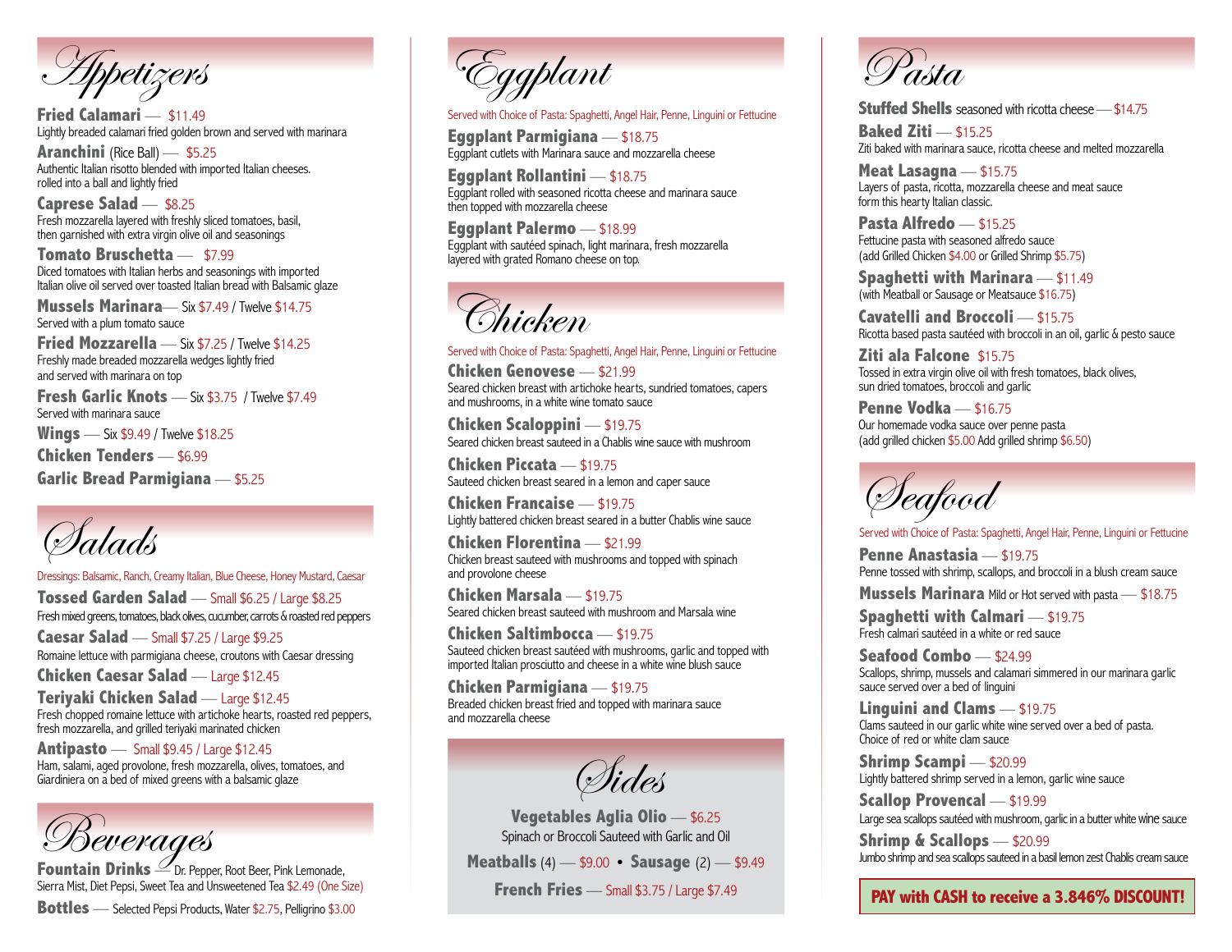## Appetizers

**Fried Calamari** — $11.49
Lightly breaded calamari fried golden brown and served with marinara

**Aranchini** (Rice Ball) — $5.25
Authentic Italian risotto blended with imported Italian cheeses. rolled into a ball and lightly fried

**Caprese Salad** — $8.25
Fresh mozzarella layered with freshly sliced tomatoes, basil, then garnished with extra virgin olive oil and seasonings

**Tomato Bruschetta** — $7.99
Diced tomatoes with Italian herbs and seasonings with imported Italian olive oil served over toasted Italian bread with Balsamic glaze

**Mussels Marinara**— Six $7.49 / Twelve $14.75
Served with a plum tomato sauce

**Fried Mozzarella** — Six $7.25 / Twelve $14.25
Freshly made breaded mozzarella wedges lightly fried and served with marinara on top

**Fresh Garlic Knots** — Six $3.75 / Twelve $7.49
Served with marinara sauce

**Wings** — Six $9.49 / Twelve $18.25

**Chicken Tenders** — $6.99

**Garlic Bread Parmigiana** — $5.25

## Salads

Dressings: Balsamic, Ranch, Creamy Italian, Blue Cheese, Honey Mustard, Caesar

**Tossed Garden Salad** — Small $6.25 / Large $8.25
Fresh mixed greens, tomatoes, black olives, cucumber, carrots & roasted red peppers

**Caesar Salad** — Small $7.25 / Large $9.25
Romaine lettuce with parmigiana cheese, croutons with Caesar dressing

**Chicken Caesar Salad** — Large $12.45

**Teriyaki Chicken Salad** — Large $12.45
Fresh chopped romaine lettuce with artichoke hearts, roasted red peppers, fresh mozzarella, and grilled teriyaki marinated chicken

**Antipasto** — Small $9.45 / Large $12.45
Ham, salami, aged provolone, fresh mozzarella, olives, tomatoes, and Giardiniera on a bed of mixed greens with a balsamic glaze

## Beverages

**Fountain Drinks** — Dr. Pepper, Root Beer, Pink Lemonade, Sierra Mist, Diet Pepsi, Sweet Tea and Unsweetened Tea $2.49 (One Size)

**Bottles** — Selected Pepsi Products, Water $2.75, Pelligrino $3.00

## Eggplant

Served with Choice of Pasta: Spaghetti, Angel Hair, Penne, Linguini or Fettucine

**Eggplant Parmigiana** — $18.75
Eggplant cutlets with Marinara sauce and mozzarella cheese

**Eggplant Rollantini** — $18.75
Eggplant rolled with seasoned ricotta cheese and marinara sauce then topped with mozzarella cheese

**Eggplant Palermo** — $18.99
Eggplant with sautéed spinach, light marinara, fresh mozzarella layered with grated Romano cheese on top.

## Chicken

Served with Choice of Pasta: Spaghetti, Angel Hair, Penne, Linguini or Fettucine

**Chicken Genovese** — $21.99
Seared chicken breast with artichoke hearts, sundried tomatoes, capers and mushrooms, in a white wine tomato sauce

**Chicken Scaloppini** — $19.75
Seared chicken breast sauteed in a Chablis wine sauce with mushroom

**Chicken Piccata** — $19.75
Sauteed chicken breast seared in a lemon and caper sauce

**Chicken Francaise** — $19.75
Lightly battered chicken breast seared in a butter Chablis wine sauce

**Chicken Florentina** — $21.99
Chicken breast sauteed with mushrooms and topped with spinach and provolone cheese

**Chicken Marsala** — $19.75
Seared chicken breast sauteed with mushroom and Marsala wine

**Chicken Saltimbocca** — $19.75
Sauteed chicken breast sautéed with mushrooms, garlic and topped with imported Italian prosciutto and cheese in a white wine blush sauce

**Chicken Parmigiana** — $19.75
Breaded chicken breast fried and topped with marinara sauce and mozzarella cheese

## Sides

**Vegetables Aglia Olio** — $6.25
Spinach or Broccoli Sauteed with Garlic and Oil

**Meatballs** (4) — $9.00 • **Sausage** (2) — $9.49

**French Fries** — Small $3.75 / Large $7.49

## Pasta

**Stuffed Shells** seasoned with ricotta cheese — $14.75

**Baked Ziti** — $15.25
Ziti baked with marinara sauce, ricotta cheese and melted mozzarella

**Meat Lasagna** — $15.75
Layers of pasta, ricotta, mozzarella cheese and meat sauce form this hearty Italian classic.

**Pasta Alfredo** — $15.25
Fettucine pasta with seasoned alfredo sauce (add Grilled Chicken $4.00 or Grilled Shrimp $5.75)

**Spaghetti with Marinara** — $11.49
(with Meatball or Sausage or Meatsauce $16.75)

**Cavatelli and Broccoli** — $15.75
Ricotta based pasta sautéed with broccoli in an oil, garlic & pesto sauce

**Ziti ala Falcone** $15.75
Tossed in extra virgin olive oil with fresh tomatoes, black olives, sun dried tomatoes, broccoli and garlic

**Penne Vodka** — $16.75
Our homemade vodka sauce over penne pasta (add grilled chicken $5.00 Add grilled shrimp $6.50)

## Seafood

Served with Choice of Pasta: Spaghetti, Angel Hair, Penne, Linguini or Fettucine

**Penne Anastasia** — $19.75
Penne tossed with shrimp, scallops, and broccoli in a blush cream sauce

**Mussels Marinara** Mild or Hot served with pasta — $18.75

**Spaghetti with Calmari** — $19.75
Fresh calmari sautéed in a white or red sauce

**Seafood Combo** — $24.99
Scallops, shrimp, mussels and calamari simmered in our marinara garlic sauce served over a bed of linguini

**Linguini and Clams** — $19.75
Clams sauteed in our garlic white wine served over a bed of pasta. Choice of red or white clam sauce

**Shrimp Scampi** — $20.99
Lightly battered shrimp served in a lemon, garlic wine sauce

**Scallop Provencal** — $19.99
Large sea scallops sautéed with mushroom, garlic in a butter white wine sauce

**Shrimp & Scallops** — $20.99
Jumbo shrimp and sea scallops sauteed in a basil lemon zest Chablis cream sauce

**PAY with CASH to receive a 3.846% DISCOUNT!**